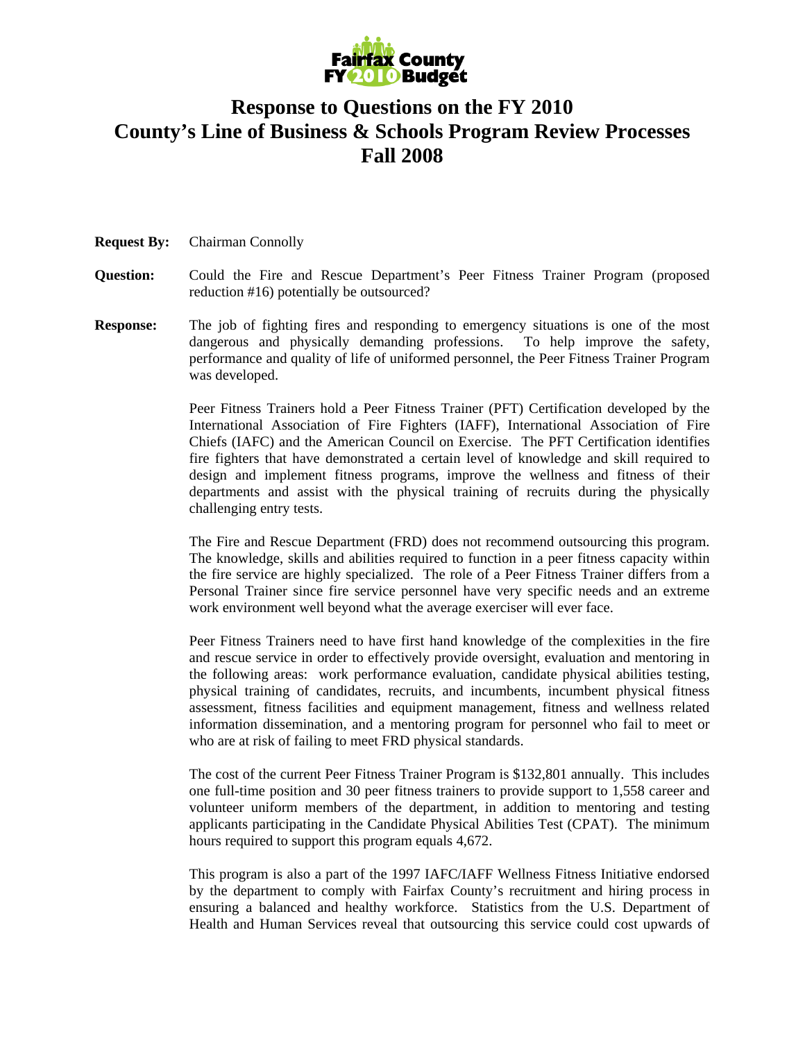Fairfax County FY 2010 Budget

# Response to Questions on the FY 2010 County's Line of Business & Schools Program Review Processes Fall 2008

**Request By:** Chairman Connolly

**Question:** Could the Fire and Rescue Department's Peer Fitness Trainer Program (proposed reduction #16) potentially be outsourced?

**Response:** The job of fighting fires and responding to emergency situations is one of the most dangerous and physically demanding professions. To help improve the safety, performance and quality of life of uniformed personnel, the Peer Fitness Trainer Program was developed.

Peer Fitness Trainers hold a Peer Fitness Trainer (PFT) Certification developed by the International Association of Fire Fighters (IAFF), International Association of Fire Chiefs (IAFC) and the American Council on Exercise. The PFT Certification identifies fire fighters that have demonstrated a certain level of knowledge and skill required to design and implement fitness programs, improve the wellness and fitness of their departments and assist with the physical training of recruits during the physically challenging entry tests.

The Fire and Rescue Department (FRD) does not recommend outsourcing this program. The knowledge, skills and abilities required to function in a peer fitness capacity within the fire service are highly specialized. The role of a Peer Fitness Trainer differs from a Personal Trainer since fire service personnel have very specific needs and an extreme work environment well beyond what the average exerciser will ever face.

Peer Fitness Trainers need to have first hand knowledge of the complexities in the fire and rescue service in order to effectively provide oversight, evaluation and mentoring in the following areas: work performance evaluation, candidate physical abilities testing, physical training of candidates, recruits, and incumbents, incumbent physical fitness assessment, fitness facilities and equipment management, fitness and wellness related information dissemination, and a mentoring program for personnel who fail to meet or who are at risk of failing to meet FRD physical standards.

The cost of the current Peer Fitness Trainer Program is $132,801 annually. This includes one full-time position and 30 peer fitness trainers to provide support to 1,558 career and volunteer uniform members of the department, in addition to mentoring and testing applicants participating in the Candidate Physical Abilities Test (CPAT). The minimum hours required to support this program equals 4,672.

This program is also a part of the 1997 IAFC/IAFF Wellness Fitness Initiative endorsed by the department to comply with Fairfax County's recruitment and hiring process in ensuring a balanced and healthy workforce. Statistics from the U.S. Department of Health and Human Services reveal that outsourcing this service could cost upwards of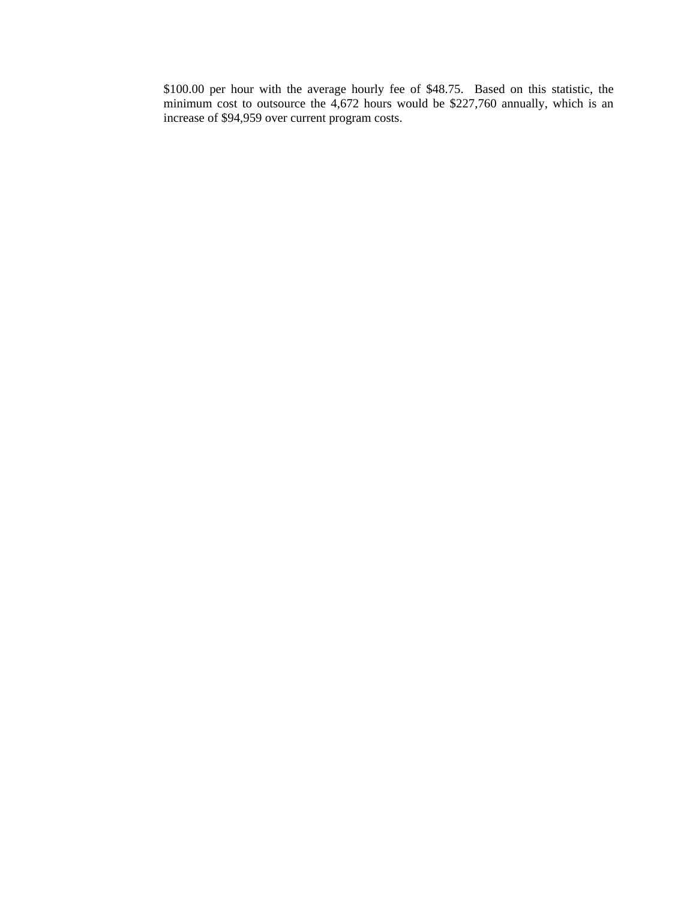$100.00 per hour with the average hourly fee of $48.75. Based on this statistic, the minimum cost to outsource the 4,672 hours would be $227,760 annually, which is an increase of $94,959 over current program costs.